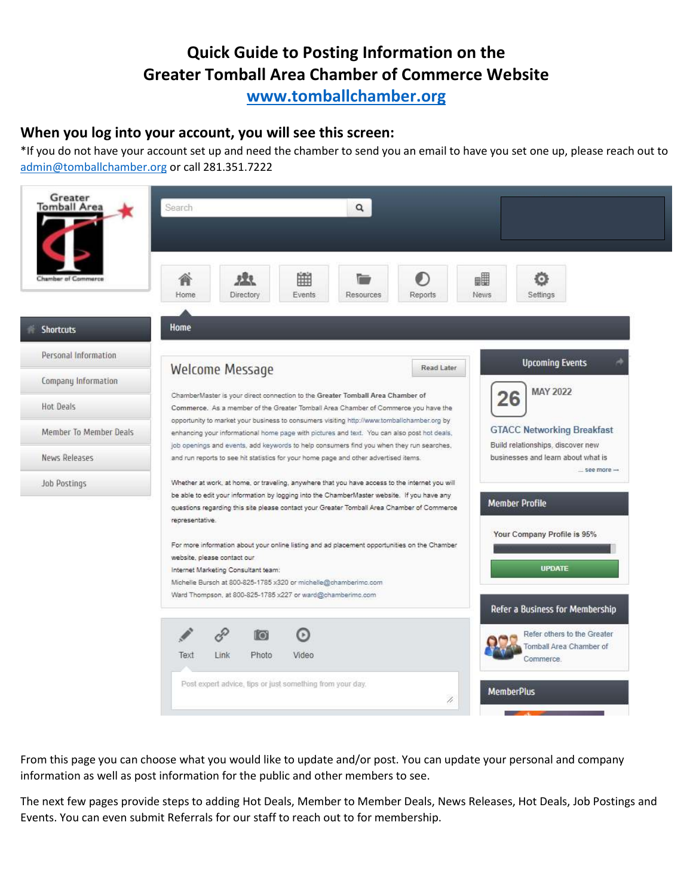# Quick Guide to Posting Information on the Greater Tomball Area Chamber of Commerce Website

**www.tomballchamber.org**

## When you log into your account, you will see this screen:

*If you do not have your account set up and need the chamber to send you an email to have you set one up, please reach out to admin@tomballchamber.org or call 281.351.7222

From this page you can choose what you would like to update and/or post. You can update your personal and company information as well as post information for the public and other members to see.

The next few pages provide steps to adding Hot Deals, Member to Member Deals, News Releases, Hot Deals, Job Postings and Events. You can even submit Referrals for our staff to reach out to for membership.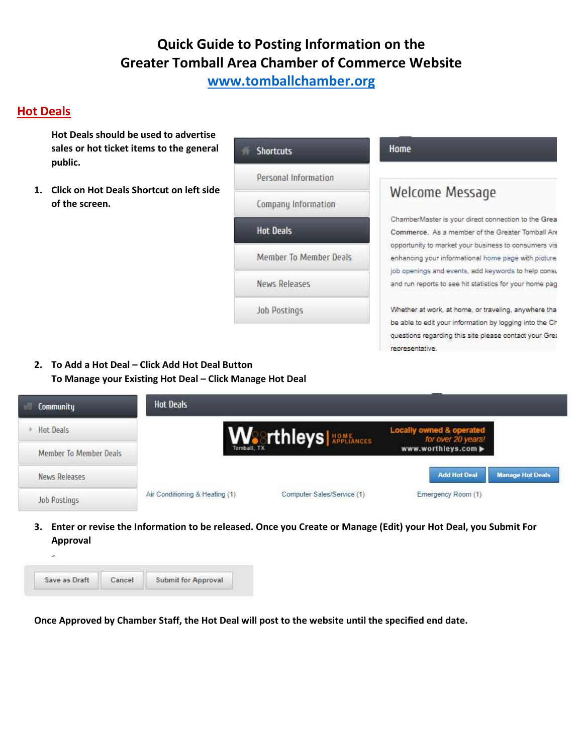# Quick Guide to Posting Information on the Greater Tomball Area Chamber of Commerce Website

www.tomballchamber.org

## Hot Deals

**Hot Deals should be used to advertise sales or hot ticket items to the general public.**

1. **Click on Hot Deals Shortcut on left side of the screen.**

2. **To Add a Hot Deal – Click Add Hot Deal Button**
   **To Manage your Existing Hot Deal – Click Manage Hot Deal**

3. **Enter or revise the Information to be released. Once you Create or Manage (Edit) your Hot Deal, you Submit For Approval**

**Once Approved by Chamber Staff, the Hot Deal will post to the website until the specified end date.**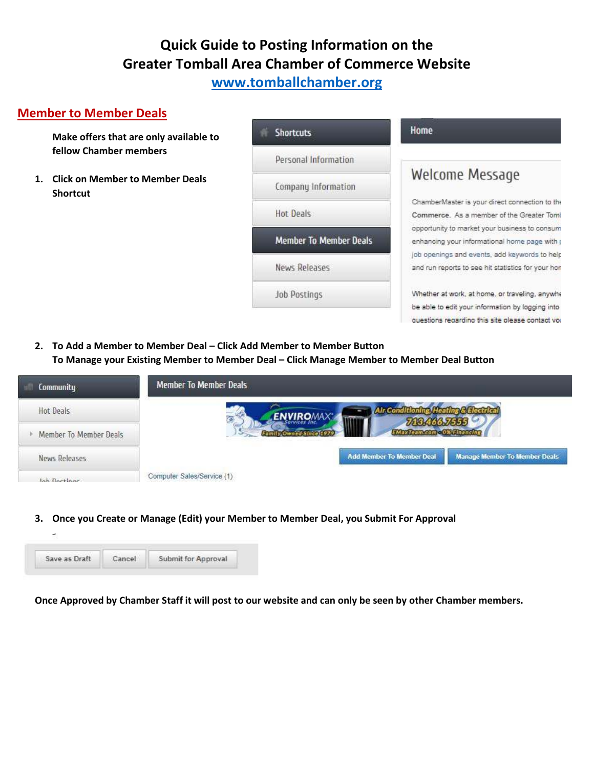# Quick Guide to Posting Information on the Greater Tomball Area Chamber of Commerce Website

**www.tomballchamber.org**

## Member to Member Deals

**Make offers that are only available to fellow Chamber members**

1. **Click on Member to Member Deals Shortcut**

Shortcuts
- Personal Information
- Company Information
- Hot Deals
- Member To Member Deals
- News Releases
- Job Postings

Home

Welcome Message

ChamberMaster is your direct connection to the Commerce. As a member of the Greater Tom opportunity to market your business to consum enhancing your informational home page with job openings and events, add keywords to help and run reports to see hit statistics for your hom

Whether at work, at home, or traveling, anywhe be able to edit your information by logging into questions regarding this site please contact you

2. **To Add a Member to Member Deal – Click Add Member to Member Button**
   **To Manage your Existing Member to Member Deal – Click Manage Member to Member Deal Button**

Community
- Hot Deals
- Member To Member Deals
- News Releases
- Job Postings

Member To Member Deals

ENVIROMAX Services Inc. Family Owned Since 1979 — Air Conditioning, Heating & Electrical 713.466.7555 EMaxTeam.com • 0% Financing

Add Member To Member Deal | Manage Member To Member Deals

Computer Sales/Service (1)

3. **Once you Create or Manage (Edit) your Member to Member Deal, you Submit For Approval**

Save as Draft | Cancel | Submit for Approval

**Once Approved by Chamber Staff it will post to our website and can only be seen by other Chamber members.**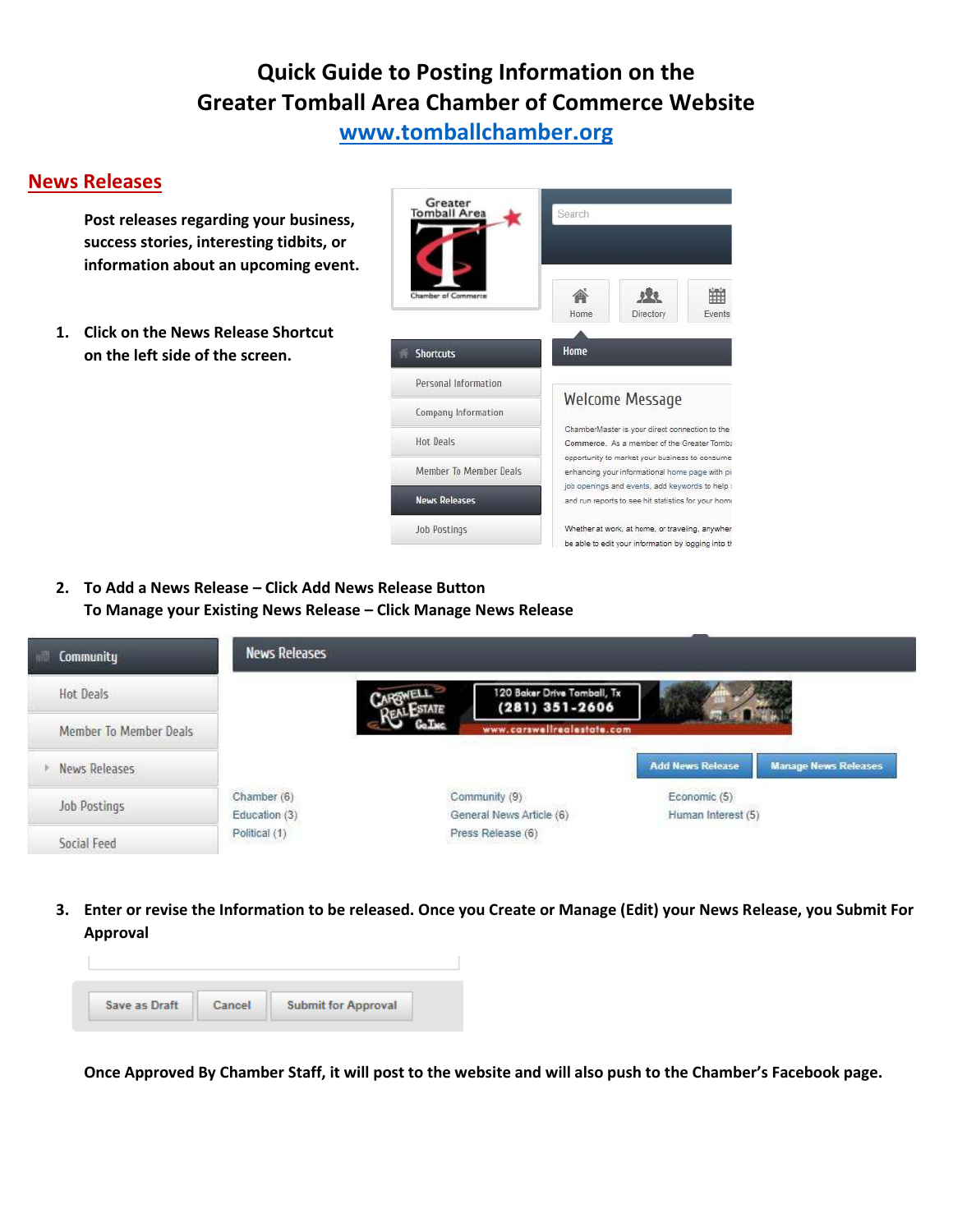# Quick Guide to Posting Information on the Greater Tomball Area Chamber of Commerce Website

**www.tomballchamber.org**

## News Releases

**Post releases regarding your business, success stories, interesting tidbits, or information about an upcoming event.**

1. **Click on the News Release Shortcut on the left side of the screen.**

2. **To Add a News Release – Click Add News Release Button**
   **To Manage your Existing News Release – Click Manage News Release**

3. **Enter or revise the Information to be released. Once you Create or Manage (Edit) your News Release, you Submit For Approval**

**Once Approved By Chamber Staff, it will post to the website and will also push to the Chamber's Facebook page.**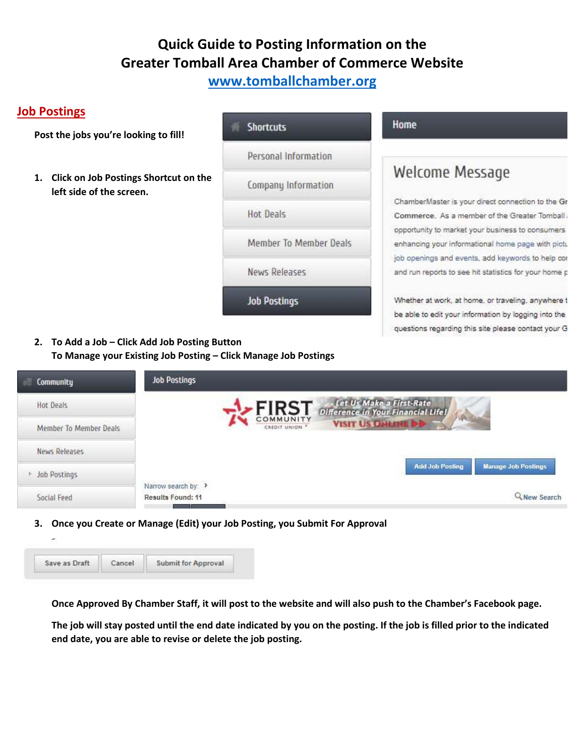# Quick Guide to Posting Information on the Greater Tomball Area Chamber of Commerce Website

## [www.tomballchamber.org](http://www.tomballchamber.org)

## Job Postings

**Post the jobs you're looking to fill!**

1. **Click on Job Postings Shortcut on the left side of the screen.**

2. **To Add a Job – Click Add Job Posting Button**
   **To Manage your Existing Job Posting – Click Manage Job Postings**

3. **Once you Create or Manage (Edit) your Job Posting, you Submit For Approval**

**Once Approved By Chamber Staff, it will post to the website and will also push to the Chamber's Facebook page.**

**The job will stay posted until the end date indicated by you on the posting. If the job is filled prior to the indicated end date, you are able to revise or delete the job posting.**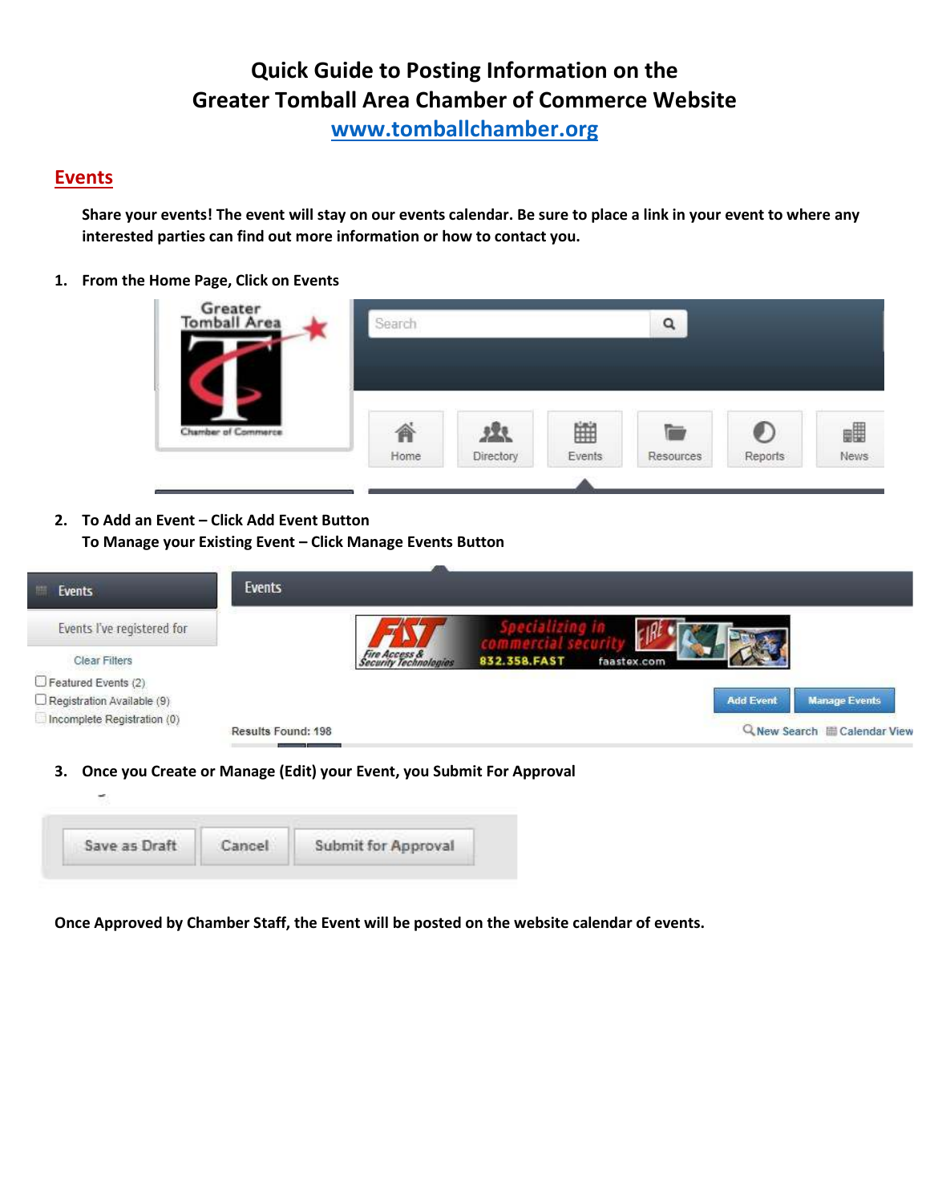# Quick Guide to Posting Information on the Greater Tomball Area Chamber of Commerce Website

**www.tomballchamber.org**

## Events

**Share your events! The event will stay on our events calendar. Be sure to place a link in your event to where any interested parties can find out more information or how to contact you.**

1. **From the Home Page, Click on Events**

2. **To Add an Event – Click Add Event Button**
   **To Manage your Existing Event – Click Manage Events Button**

3. **Once you Create or Manage (Edit) your Event, you Submit For Approval**

**Once Approved by Chamber Staff, the Event will be posted on the website calendar of events.**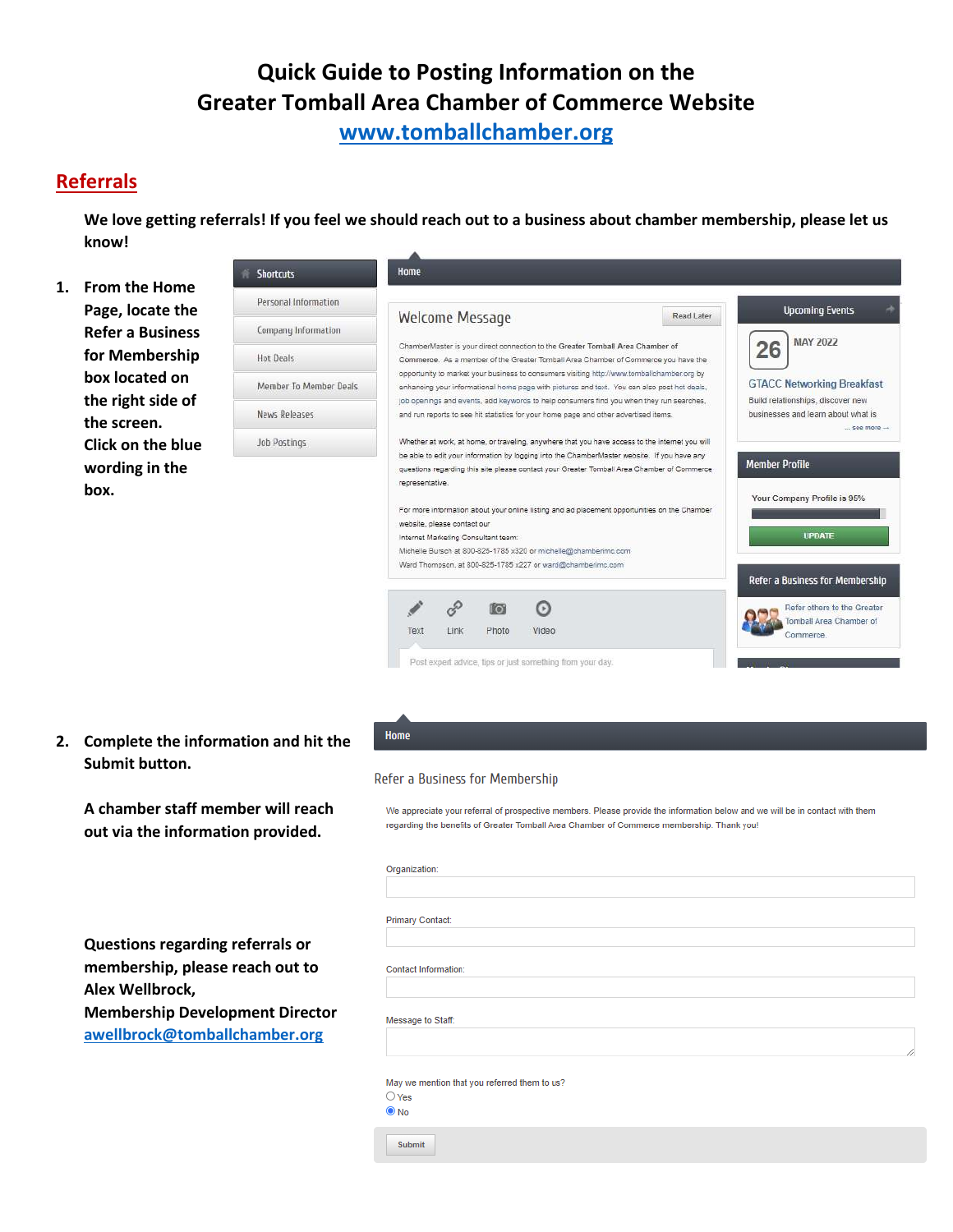# Quick Guide to Posting Information on the Greater Tomball Area Chamber of Commerce Website

[www.tomballchamber.org](http://www.tomballchamber.org)

## Referrals

**We love getting referrals! If you feel we should reach out to a business about chamber membership, please let us know!**

1. **From the Home Page, locate the Refer a Business for Membership box located on the right side of the screen. Click on the blue wording in the box.**

Shortcuts
Personal Information
Company Information
Hot Deals
Member To Member Deals
News Releases
Job Postings

Home

Welcome Message

Read Later

ChamberMaster is your direct connection to the Greater Tomball Area Chamber of Commerce. As a member of the Greater Tomball Area Chamber of Commerce you have the opportunity to market your business to consumers visiting http://www.tomballchamber.org by enhancing your informational home page with pictures and text. You can also post hot deals, job openings and events, add keywords to help consumers find you when they run searches, and run reports to see hit statistics for your home page and other advertised items.

Whether at work, at home, or traveling, anywhere that you have access to the internet you will be able to edit your information by logging into the ChamberMaster website. If you have any questions regarding this site please contact your Greater Tomball Area Chamber of Commerce representative.

For more information about your online listing and ad placement opportunities on the Chamber website, please contact our Internet Marketing Consultant team:
Michelle Bursch at 800-825-1785 x320 or michelle@chamberimc.com
Ward Thompson, at 800-825-1785 x227 or ward@chamberimc.com

Text Link Photo Video

Post expert advice, tips or just something from your day.

Upcoming Events

26 MAY 2022

GTACC Networking Breakfast

Build relationships, discover new businesses and learn about what is

... see more →

Member Profile

Your Company Profile is 95%

UPDATE

Refer a Business for Membership

Refer others to the Greater Tomball Area Chamber of Commerce.

2. **Complete the information and hit the Submit button.**

   **A chamber staff member will reach out via the information provided.**

Home

Refer a Business for Membership

We appreciate your referral of prospective members. Please provide the information below and we will be in contact with them regarding the benefits of Greater Tomball Area Chamber of Commerce membership. Thank you!

Organization:

Primary Contact:

Contact Information:

Message to Staff:

May we mention that you referred them to us?
- Yes
- No

Submit

**Questions regarding referrals or membership, please reach out to Alex Wellbrock, Membership Development Director** [**awellbrock@tomballchamber.org**](mailto:awellbrock@tomballchamber.org)